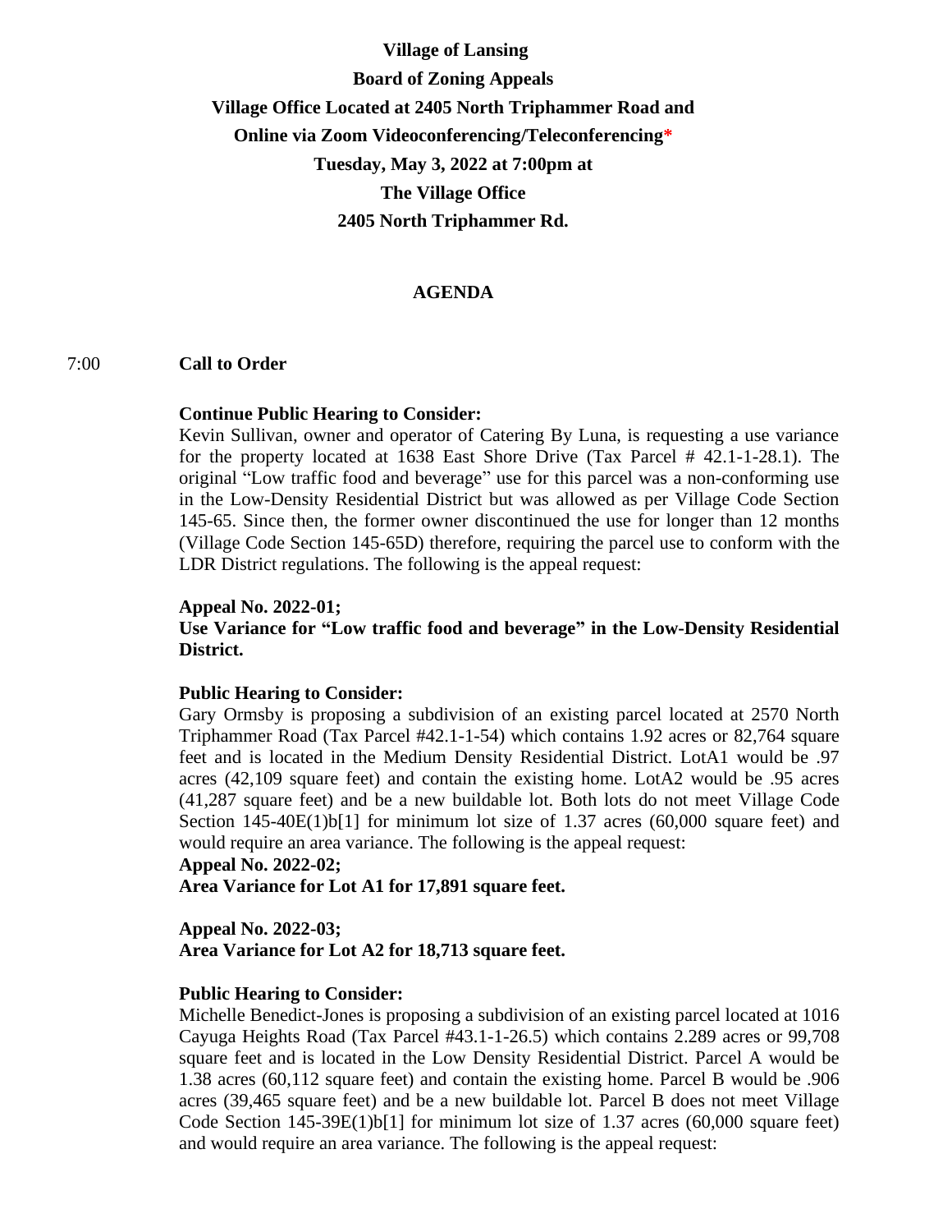**Village of Lansing**

**Board of Zoning Appeals**

**Village Office Located at 2405 North Triphammer Road and**

**Online via Zoom Videoconferencing/Teleconferencing***

**Tuesday, May 3, 2022 at 7:00pm at**

**The Village Office**

**2405 North Triphammer Rd.**

## AGENDA

7:00 **Call to Order**

**Continue Public Hearing to Consider:**
Kevin Sullivan, owner and operator of Catering By Luna, is requesting a use variance for the property located at 1638 East Shore Drive (Tax Parcel # 42.1-1-28.1). The original "Low traffic food and beverage" use for this parcel was a non-conforming use in the Low-Density Residential District but was allowed as per Village Code Section 145-65. Since then, the former owner discontinued the use for longer than 12 months (Village Code Section 145-65D) therefore, requiring the parcel use to conform with the LDR District regulations. The following is the appeal request:

**Appeal No. 2022-01;**
**Use Variance for "Low traffic food and beverage" in the Low-Density Residential District.**

**Public Hearing to Consider:**
Gary Ormsby is proposing a subdivision of an existing parcel located at 2570 North Triphammer Road (Tax Parcel #42.1-1-54) which contains 1.92 acres or 82,764 square feet and is located in the Medium Density Residential District. LotA1 would be .97 acres (42,109 square feet) and contain the existing home. LotA2 would be .95 acres (41,287 square feet) and be a new buildable lot. Both lots do not meet Village Code Section 145-40E(1)b[1] for minimum lot size of 1.37 acres (60,000 square feet) and would require an area variance. The following is the appeal request:
**Appeal No. 2022-02;**
**Area Variance for Lot A1 for 17,891 square feet.**

**Appeal No. 2022-03;**
**Area Variance for Lot A2 for 18,713 square feet.**

**Public Hearing to Consider:**
Michelle Benedict-Jones is proposing a subdivision of an existing parcel located at 1016 Cayuga Heights Road (Tax Parcel #43.1-1-26.5) which contains 2.289 acres or 99,708 square feet and is located in the Low Density Residential District. Parcel A would be 1.38 acres (60,112 square feet) and contain the existing home. Parcel B would be .906 acres (39,465 square feet) and be a new buildable lot. Parcel B does not meet Village Code Section 145-39E(1)b[1] for minimum lot size of 1.37 acres (60,000 square feet) and would require an area variance. The following is the appeal request: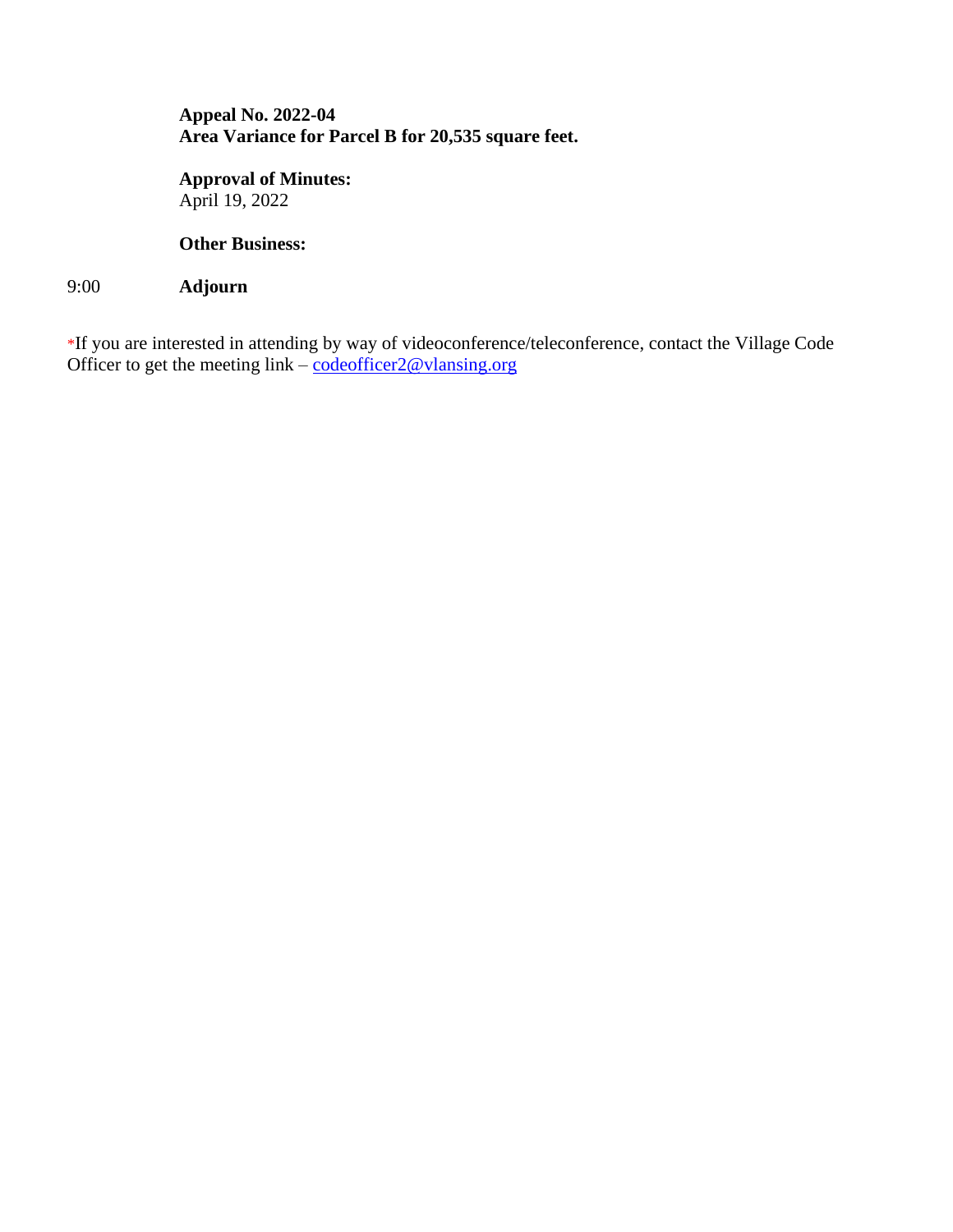**Appeal No. 2022-04**
**Area Variance for Parcel B for 20,535 square feet.**

**Approval of Minutes:**
April 19, 2022

**Other Business:**

9:00 **Adjourn**

*If you are interested in attending by way of videoconference/teleconference, contact the Village Code Officer to get the meeting link – codeofficer2@vlansing.org